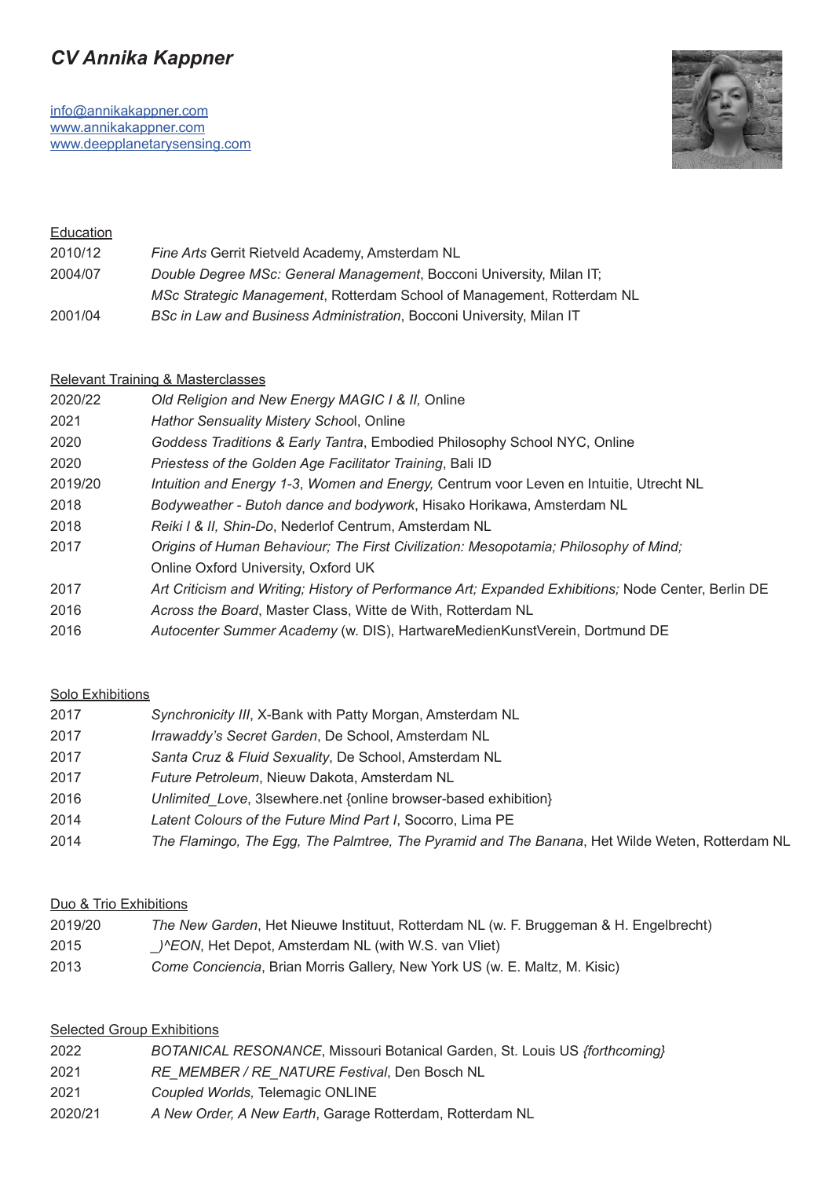# *CV Annika Kappner*

info@annikakappner.com
www.annikakappner.com
www.deepplanetarysensing.com

## Education

| | |
|---|---|
| 2010/12 | *Fine Arts* Gerrit Rietveld Academy, Amsterdam NL |
| 2004/07 | *Double Degree MSc: General Management*, Bocconi University, Milan IT; *MSc Strategic Management*, Rotterdam School of Management, Rotterdam NL |
| 2001/04 | *BSc in Law and Business Administration*, Bocconi University, Milan IT |

## Relevant Training & Masterclasses

| | |
|---|---|
| 2020/22 | *Old Religion and New Energy MAGIC I & II,* Online |
| 2021 | *Hathor Sensuality Mistery Schoo*l, Online |
| 2020 | *Goddess Traditions & Early Tantra*, Embodied Philosophy School NYC, Online |
| 2020 | *Priestess of the Golden Age Facilitator Training*, Bali ID |
| 2019/20 | *Intuition and Energy 1-3*, *Women and Energy,* Centrum voor Leven en Intuitie, Utrecht NL |
| 2018 | *Bodyweather - Butoh dance and bodywork*, Hisako Horikawa, Amsterdam NL |
| 2018 | *Reiki I & II, Shin-Do*, Nederlof Centrum, Amsterdam NL |
| 2017 | *Origins of Human Behaviour; The First Civilization: Mesopotamia; Philosophy of Mind;* Online Oxford University, Oxford UK |
| 2017 | *Art Criticism and Writing; History of Performance Art; Expanded Exhibitions;* Node Center, Berlin DE |
| 2016 | *Across the Board*, Master Class, Witte de With, Rotterdam NL |
| 2016 | *Autocenter Summer Academy* (w. DIS), HartwareMedienKunstVerein, Dortmund DE |

## Solo Exhibitions

| | |
|---|---|
| 2017 | *Synchronicity III*, X-Bank with Patty Morgan, Amsterdam NL |
| 2017 | *Irrawaddy's Secret Garden*, De School, Amsterdam NL |
| 2017 | *Santa Cruz & Fluid Sexuality*, De School, Amsterdam NL |
| 2017 | *Future Petroleum*, Nieuw Dakota, Amsterdam NL |
| 2016 | *Unlimited_Love*, 3lsewhere.net {online browser-based exhibition} |
| 2014 | *Latent Colours of the Future Mind Part I*, Socorro, Lima PE |
| 2014 | *The Flamingo, The Egg, The Palmtree, The Pyramid and The Banana*, Het Wilde Weten, Rotterdam NL |

## Duo & Trio Exhibitions

| | |
|---|---|
| 2019/20 | *The New Garden*, Het Nieuwe Instituut, Rotterdam NL (w. F. Bruggeman & H. Engelbrecht) |
| 2015 | *_)^EON*, Het Depot, Amsterdam NL (with W.S. van Vliet) |
| 2013 | *Come Conciencia*, Brian Morris Gallery, New York US (w. E. Maltz, M. Kisic) |

## Selected Group Exhibitions

| | |
|---|---|
| 2022 | *BOTANICAL RESONANCE*, Missouri Botanical Garden, St. Louis US *{forthcoming}* |
| 2021 | *RE_MEMBER / RE_NATURE Festival*, Den Bosch NL |
| 2021 | *Coupled Worlds,* Telemagic ONLINE |
| 2020/21 | *A New Order, A New Earth*, Garage Rotterdam, Rotterdam NL |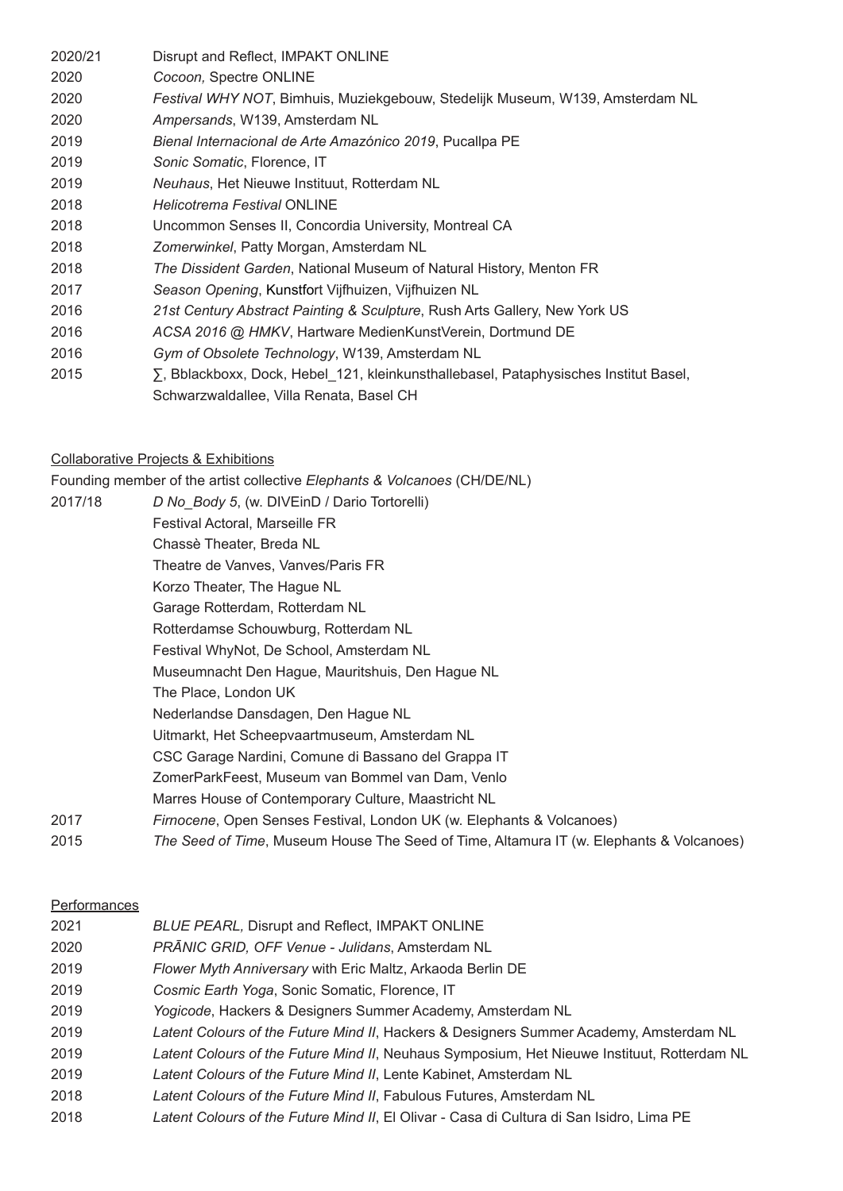2020/21 Disrupt and Reflect, IMPAKT ONLINE
2020 *Cocoon,* Spectre ONLINE
2020 *Festival WHY NOT*, Bimhuis, Muziekgebouw, Stedelijk Museum, W139, Amsterdam NL
2020 *Ampersands*, W139, Amsterdam NL
2019 *Bienal Internacional de Arte Amazónico 2019*, Pucallpa PE
2019 *Sonic Somatic*, Florence, IT
2019 *Neuhaus*, Het Nieuwe Instituut, Rotterdam NL
2018 *Helicotrema Festival* ONLINE
2018 Uncommon Senses II, Concordia University, Montreal CA
2018 *Zomerwinkel*, Patty Morgan, Amsterdam NL
2018 *The Dissident Garden*, National Museum of Natural History, Menton FR
2017 *Season Opening*, Kunstfort Vijfhuizen, Vijfhuizen NL
2016 *21st Century Abstract Painting & Sculpture*, Rush Arts Gallery, New York US
2016 *ACSA 2016 @ HMKV*, Hartware MedienKunstVerein, Dortmund DE
2016 *Gym of Obsolete Technology*, W139, Amsterdam NL
2015 ∑, Bblackboxx, Dock, Hebel_121, kleinkunsthallebasel, Pataphysisches Institut Basel, Schwarzwaldallee, Villa Renata, Basel CH

Collaborative Projects & Exhibitions

Founding member of the artist collective *Elephants & Volcanoes* (CH/DE/NL)

2017/18 *D No_Body 5*, (w. DIVEinD / Dario Tortorelli)
Festival Actoral, Marseille FR
Chassè Theater, Breda NL
Theatre de Vanves, Vanves/Paris FR
Korzo Theater, The Hague NL
Garage Rotterdam, Rotterdam NL
Rotterdamse Schouwburg, Rotterdam NL
Festival WhyNot, De School, Amsterdam NL
Museumnacht Den Hague, Mauritshuis, Den Hague NL
The Place, London UK
Nederlandse Dansdagen, Den Hague NL
Uitmarkt, Het Scheepvaartmuseum, Amsterdam NL
CSC Garage Nardini, Comune di Bassano del Grappa IT
ZomerParkFeest, Museum van Bommel van Dam, Venlo
Marres House of Contemporary Culture, Maastricht NL
2017 *Firnocene*, Open Senses Festival, London UK (w. Elephants & Volcanoes)
2015 *The Seed of Time*, Museum House The Seed of Time, Altamura IT (w. Elephants & Volcanoes)

Performances

2021 *BLUE PEARL,* Disrupt and Reflect, IMPAKT ONLINE
2020 *PRĀNIC GRID, OFF Venue - Julidans*, Amsterdam NL
2019 *Flower Myth Anniversary* with Eric Maltz, Arkaoda Berlin DE
2019 *Cosmic Earth Yoga*, Sonic Somatic, Florence, IT
2019 *Yogicode*, Hackers & Designers Summer Academy, Amsterdam NL
2019 *Latent Colours of the Future Mind II*, Hackers & Designers Summer Academy, Amsterdam NL
2019 *Latent Colours of the Future Mind II*, Neuhaus Symposium, Het Nieuwe Instituut, Rotterdam NL
2019 *Latent Colours of the Future Mind II*, Lente Kabinet, Amsterdam NL
2018 *Latent Colours of the Future Mind II*, Fabulous Futures, Amsterdam NL
2018 *Latent Colours of the Future Mind II*, El Olivar - Casa di Cultura di San Isidro, Lima PE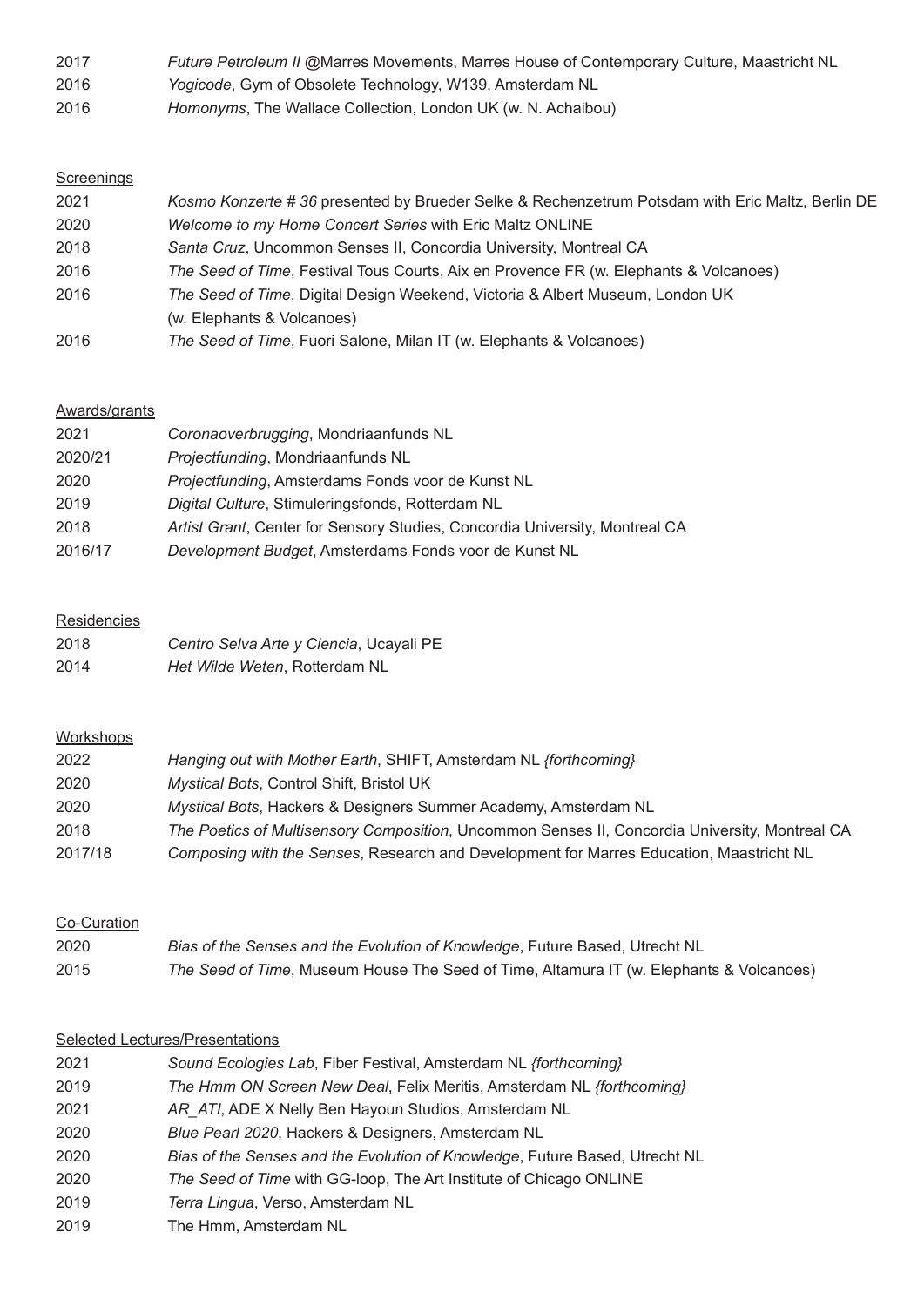2017 *Future Petroleum II* @Marres Movements, Marres House of Contemporary Culture, Maastricht NL
2016 *Yogicode*, Gym of Obsolete Technology, W139, Amsterdam NL
2016 *Homonyms*, The Wallace Collection, London UK (w. N. Achaibou)

## Screenings

2021 *Kosmo Konzerte # 36* presented by Brueder Selke & Rechenzetrum Potsdam with Eric Maltz, Berlin DE
2020 *Welcome to my Home Concert Series* with Eric Maltz ONLINE
2018 *Santa Cruz*, Uncommon Senses II, Concordia University, Montreal CA
2016 *The Seed of Time*, Festival Tous Courts, Aix en Provence FR (w. Elephants & Volcanoes)
2016 *The Seed of Time*, Digital Design Weekend, Victoria & Albert Museum, London UK (w. Elephants & Volcanoes)
2016 *The Seed of Time*, Fuori Salone, Milan IT (w. Elephants & Volcanoes)

## Awards/grants

2021 *Coronaoverbrugging*, Mondriaanfunds NL
2020/21 *Projectfunding*, Mondriaanfunds NL
2020 *Projectfunding*, Amsterdams Fonds voor de Kunst NL
2019 *Digital Culture*, Stimuleringsfonds, Rotterdam NL
2018 *Artist Grant*, Center for Sensory Studies, Concordia University, Montreal CA
2016/17 *Development Budget*, Amsterdams Fonds voor de Kunst NL

## Residencies

2018 *Centro Selva Arte y Ciencia*, Ucayali PE
2014 *Het Wilde Weten*, Rotterdam NL

## Workshops

2022 *Hanging out with Mother Earth*, SHIFT, Amsterdam NL *{forthcoming}*
2020 *Mystical Bots*, Control Shift, Bristol UK
2020 *Mystical Bots*, Hackers & Designers Summer Academy, Amsterdam NL
2018 *The Poetics of Multisensory Composition*, Uncommon Senses II, Concordia University, Montreal CA
2017/18 *Composing with the Senses*, Research and Development for Marres Education, Maastricht NL

## Co-Curation

2020 *Bias of the Senses and the Evolution of Knowledge*, Future Based, Utrecht NL
2015 *The Seed of Time*, Museum House The Seed of Time, Altamura IT (w. Elephants & Volcanoes)

## Selected Lectures/Presentations

2021 *Sound Ecologies Lab*, Fiber Festival, Amsterdam NL *{forthcoming}*
2019 *The Hmm ON Screen New Deal*, Felix Meritis, Amsterdam NL *{forthcoming}*
2021 *AR_ATI*, ADE X Nelly Ben Hayoun Studios, Amsterdam NL
2020 *Blue Pearl 2020*, Hackers & Designers, Amsterdam NL
2020 *Bias of the Senses and the Evolution of Knowledge*, Future Based, Utrecht NL
2020 *The Seed of Time* with GG-loop, The Art Institute of Chicago ONLINE
2019 *Terra Lingua*, Verso, Amsterdam NL
2019 The Hmm, Amsterdam NL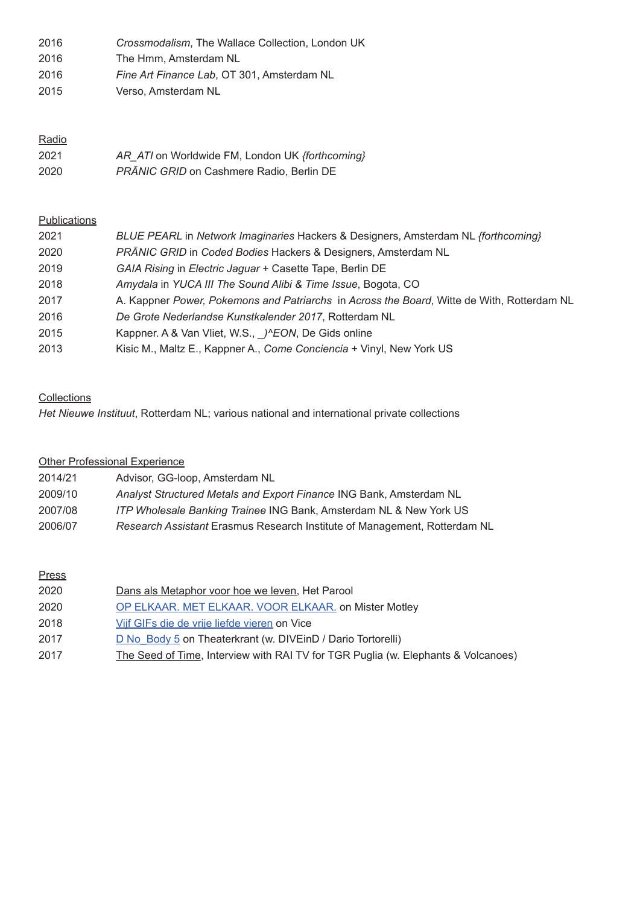2016 *Crossmodalism*, The Wallace Collection, London UK
2016 The Hmm, Amsterdam NL
2016 *Fine Art Finance Lab*, OT 301, Amsterdam NL
2015 Verso, Amsterdam NL

## Radio

2021 *AR_ATI* on Worldwide FM, London UK *{forthcoming}*
2020 *PRĀNIC GRID* on Cashmere Radio, Berlin DE

## Publications

2021 *BLUE PEARL* in *Network Imaginaries* Hackers & Designers, Amsterdam NL *{forthcoming}*
2020 *PRĀNIC GRID* in *Coded Bodies* Hackers & Designers, Amsterdam NL
2019 *GAIA Rising* in *Electric Jaguar* + Casette Tape, Berlin DE
2018 *Amydala* in *YUCA III The Sound Alibi & Time Issue*, Bogota, CO
2017 A. Kappner *Power, Pokemons and Patriarchs* in *Across the Board*, Witte de With, Rotterdam NL
2016 *De Grote Nederlandse Kunstkalender 2017*, Rotterdam NL
2015 Kappner. A & Van Vliet, W.S., *_)^EON*, De Gids online
2013 Kisic M., Maltz E., Kappner A., *Come Conciencia* + Vinyl, New York US

## Collections

*Het Nieuwe Instituut*, Rotterdam NL; various national and international private collections

## Other Professional Experience

2014/21 Advisor, GG-loop, Amsterdam NL
2009/10 *Analyst Structured Metals and Export Finance* ING Bank, Amsterdam NL
2007/08 *ITP Wholesale Banking Trainee* ING Bank, Amsterdam NL & New York US
2006/07 *Research Assistant* Erasmus Research Institute of Management, Rotterdam NL

## Press

2020 Dans als Metaphor voor hoe we leven, Het Parool
2020 OP ELKAAR. MET ELKAAR. VOOR ELKAAR. on Mister Motley
2018 Vijf GIFs die de vrije liefde vieren on Vice
2017 D No_Body 5 on Theaterkrant (w. DIVEinD / Dario Tortorelli)
2017 The Seed of Time, Interview with RAI TV for TGR Puglia (w. Elephants & Volcanoes)